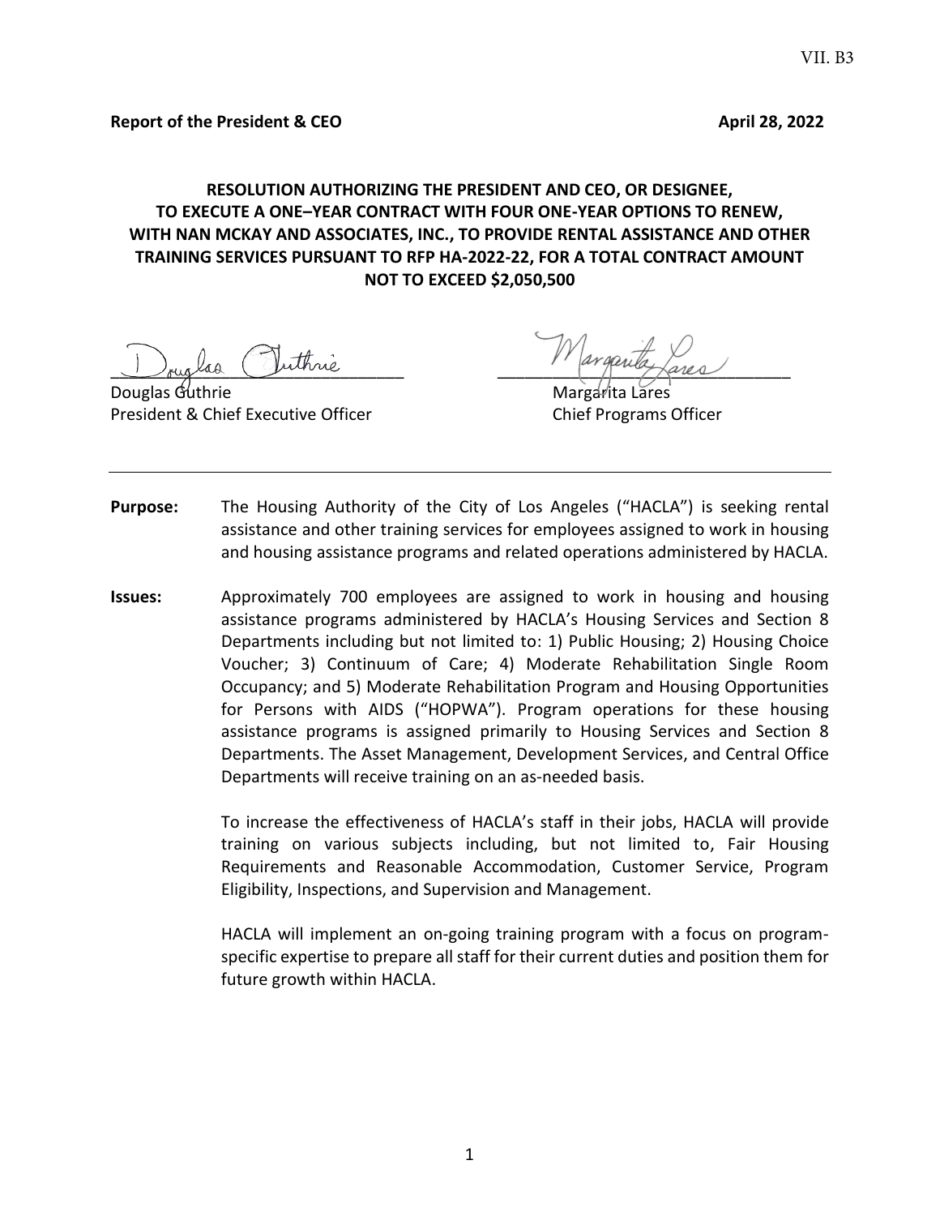VII. B3

**Report of the President & CEO** **April 28, 2022**

**RESOLUTION AUTHORIZING THE PRESIDENT AND CEO, OR DESIGNEE, TO EXECUTE A ONE–YEAR CONTRACT WITH FOUR ONE-YEAR OPTIONS TO RENEW, WITH NAN MCKAY AND ASSOCIATES, INC., TO PROVIDE RENTAL ASSISTANCE AND OTHER TRAINING SERVICES PURSUANT TO RFP HA-2022-22, FOR A TOTAL CONTRACT AMOUNT NOT TO EXCEED $2,050,500**

Douglas Guthrie
President & Chief Executive Officer

Margarita Lares
Chief Programs Officer

---

**Purpose:** The Housing Authority of the City of Los Angeles ("HACLA") is seeking rental assistance and other training services for employees assigned to work in housing and housing assistance programs and related operations administered by HACLA.

**Issues:** Approximately 700 employees are assigned to work in housing and housing assistance programs administered by HACLA's Housing Services and Section 8 Departments including but not limited to: 1) Public Housing; 2) Housing Choice Voucher; 3) Continuum of Care; 4) Moderate Rehabilitation Single Room Occupancy; and 5) Moderate Rehabilitation Program and Housing Opportunities for Persons with AIDS ("HOPWA"). Program operations for these housing assistance programs is assigned primarily to Housing Services and Section 8 Departments. The Asset Management, Development Services, and Central Office Departments will receive training on an as-needed basis.

To increase the effectiveness of HACLA's staff in their jobs, HACLA will provide training on various subjects including, but not limited to, Fair Housing Requirements and Reasonable Accommodation, Customer Service, Program Eligibility, Inspections, and Supervision and Management.

HACLA will implement an on-going training program with a focus on program-specific expertise to prepare all staff for their current duties and position them for future growth within HACLA.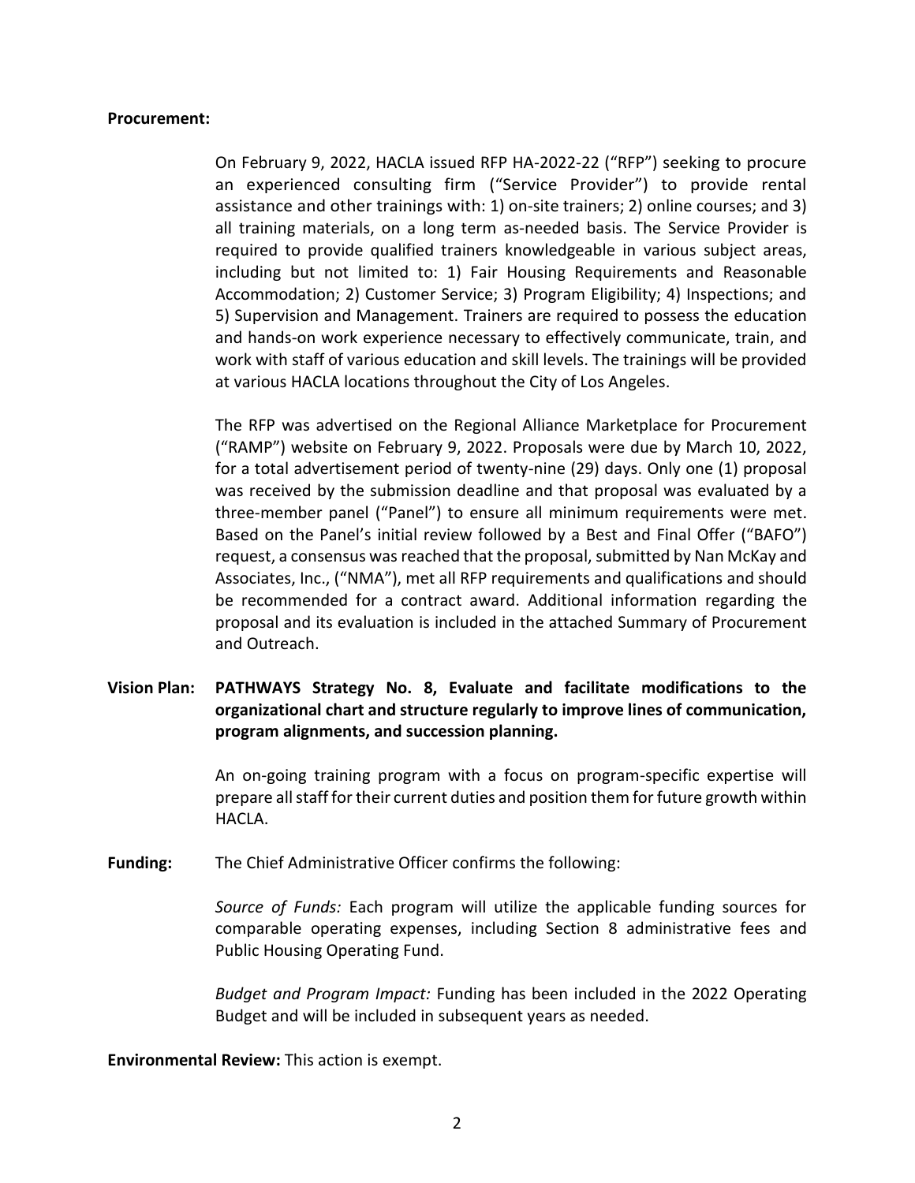**Procurement:**

On February 9, 2022, HACLA issued RFP HA-2022-22 ("RFP") seeking to procure an experienced consulting firm ("Service Provider") to provide rental assistance and other trainings with: 1) on-site trainers; 2) online courses; and 3) all training materials, on a long term as-needed basis. The Service Provider is required to provide qualified trainers knowledgeable in various subject areas, including but not limited to: 1) Fair Housing Requirements and Reasonable Accommodation; 2) Customer Service; 3) Program Eligibility; 4) Inspections; and 5) Supervision and Management. Trainers are required to possess the education and hands-on work experience necessary to effectively communicate, train, and work with staff of various education and skill levels. The trainings will be provided at various HACLA locations throughout the City of Los Angeles.

The RFP was advertised on the Regional Alliance Marketplace for Procurement ("RAMP") website on February 9, 2022. Proposals were due by March 10, 2022, for a total advertisement period of twenty-nine (29) days. Only one (1) proposal was received by the submission deadline and that proposal was evaluated by a three-member panel ("Panel") to ensure all minimum requirements were met. Based on the Panel's initial review followed by a Best and Final Offer ("BAFO") request, a consensus was reached that the proposal, submitted by Nan McKay and Associates, Inc., ("NMA"), met all RFP requirements and qualifications and should be recommended for a contract award. Additional information regarding the proposal and its evaluation is included in the attached Summary of Procurement and Outreach.

**Vision Plan: PATHWAYS Strategy No. 8, Evaluate and facilitate modifications to the organizational chart and structure regularly to improve lines of communication, program alignments, and succession planning.**

An on-going training program with a focus on program-specific expertise will prepare all staff for their current duties and position them for future growth within HACLA.

**Funding:** The Chief Administrative Officer confirms the following:

*Source of Funds:* Each program will utilize the applicable funding sources for comparable operating expenses, including Section 8 administrative fees and Public Housing Operating Fund.

*Budget and Program Impact:* Funding has been included in the 2022 Operating Budget and will be included in subsequent years as needed.

**Environmental Review:** This action is exempt.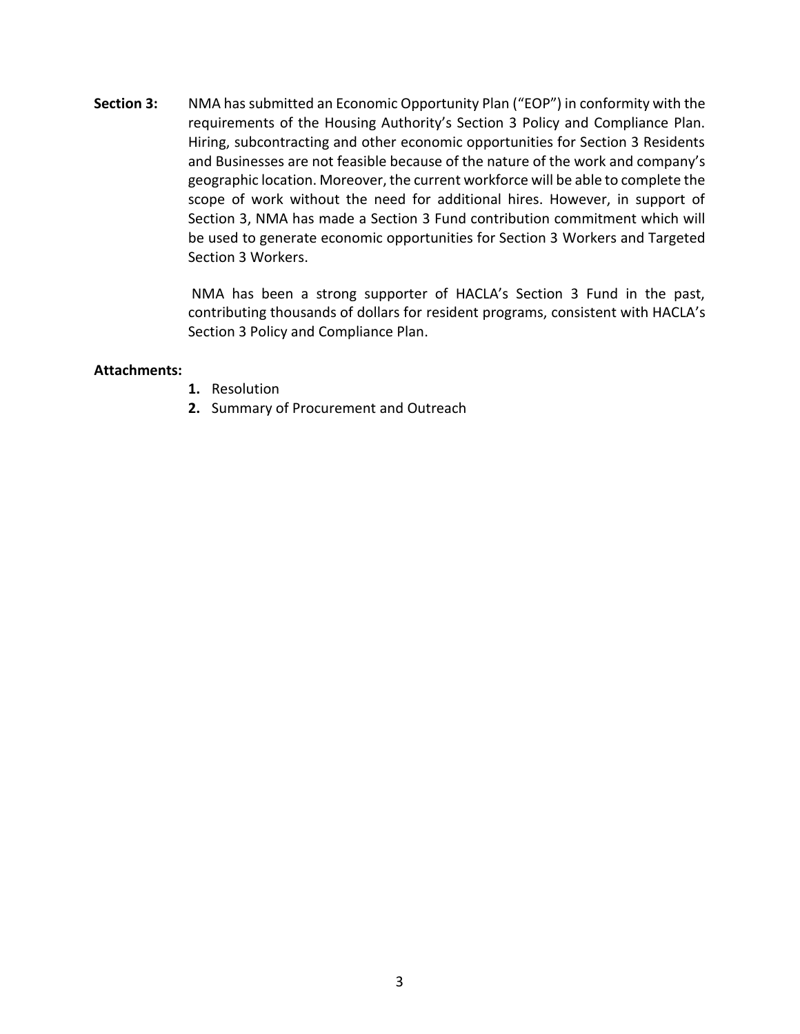**Section 3:** NMA has submitted an Economic Opportunity Plan ("EOP") in conformity with the requirements of the Housing Authority's Section 3 Policy and Compliance Plan. Hiring, subcontracting and other economic opportunities for Section 3 Residents and Businesses are not feasible because of the nature of the work and company's geographic location. Moreover, the current workforce will be able to complete the scope of work without the need for additional hires. However, in support of Section 3, NMA has made a Section 3 Fund contribution commitment which will be used to generate economic opportunities for Section 3 Workers and Targeted Section 3 Workers.

NMA has been a strong supporter of HACLA's Section 3 Fund in the past, contributing thousands of dollars for resident programs, consistent with HACLA's Section 3 Policy and Compliance Plan.

**Attachments:**

1. Resolution
2. Summary of Procurement and Outreach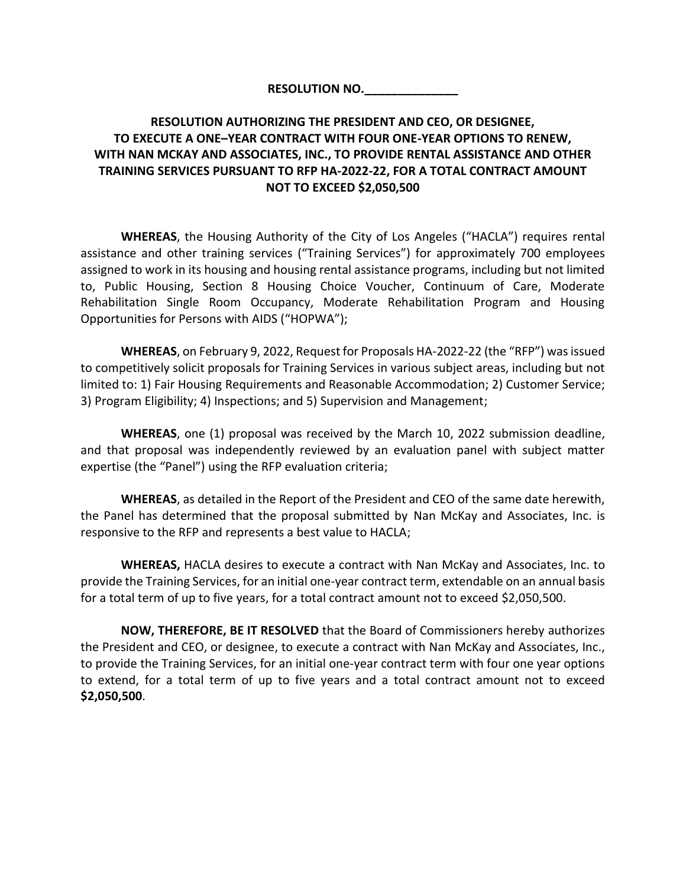**RESOLUTION NO.______________**

**RESOLUTION AUTHORIZING THE PRESIDENT AND CEO, OR DESIGNEE, TO EXECUTE A ONE–YEAR CONTRACT WITH FOUR ONE-YEAR OPTIONS TO RENEW, WITH NAN MCKAY AND ASSOCIATES, INC., TO PROVIDE RENTAL ASSISTANCE AND OTHER TRAINING SERVICES PURSUANT TO RFP HA-2022-22, FOR A TOTAL CONTRACT AMOUNT NOT TO EXCEED $2,050,500**

**WHEREAS**, the Housing Authority of the City of Los Angeles ("HACLA") requires rental assistance and other training services ("Training Services") for approximately 700 employees assigned to work in its housing and housing rental assistance programs, including but not limited to, Public Housing, Section 8 Housing Choice Voucher, Continuum of Care, Moderate Rehabilitation Single Room Occupancy, Moderate Rehabilitation Program and Housing Opportunities for Persons with AIDS ("HOPWA");

**WHEREAS**, on February 9, 2022, Request for Proposals HA-2022-22 (the "RFP") was issued to competitively solicit proposals for Training Services in various subject areas, including but not limited to: 1) Fair Housing Requirements and Reasonable Accommodation; 2) Customer Service; 3) Program Eligibility; 4) Inspections; and 5) Supervision and Management;

**WHEREAS**, one (1) proposal was received by the March 10, 2022 submission deadline, and that proposal was independently reviewed by an evaluation panel with subject matter expertise (the "Panel") using the RFP evaluation criteria;

**WHEREAS**, as detailed in the Report of the President and CEO of the same date herewith, the Panel has determined that the proposal submitted by Nan McKay and Associates, Inc. is responsive to the RFP and represents a best value to HACLA;

**WHEREAS,** HACLA desires to execute a contract with Nan McKay and Associates, Inc. to provide the Training Services, for an initial one-year contract term, extendable on an annual basis for a total term of up to five years, for a total contract amount not to exceed $2,050,500.

**NOW, THEREFORE, BE IT RESOLVED** that the Board of Commissioners hereby authorizes the President and CEO, or designee, to execute a contract with Nan McKay and Associates, Inc., to provide the Training Services, for an initial one-year contract term with four one year options to extend, for a total term of up to five years and a total contract amount not to exceed **$2,050,500**.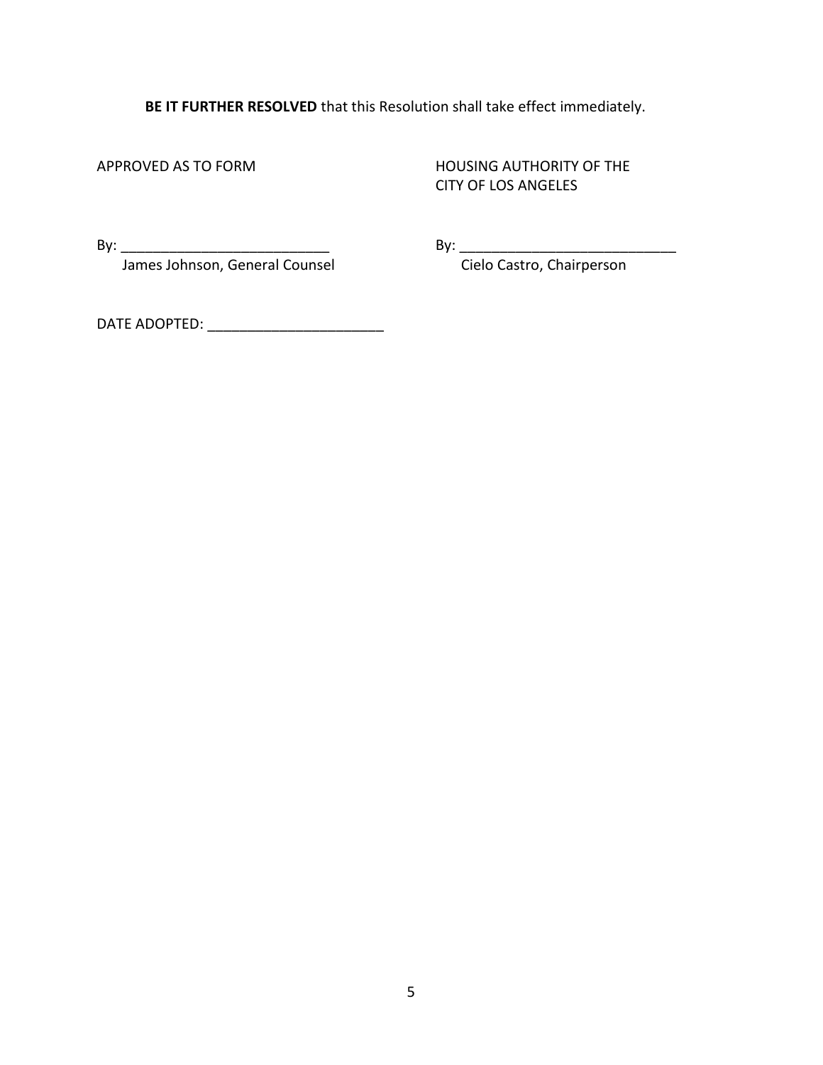**BE IT FURTHER RESOLVED** that this Resolution shall take effect immediately.

APPROVED AS TO FORM

HOUSING AUTHORITY OF THE CITY OF LOS ANGELES

By: ___________________________
James Johnson, General Counsel

By: ____________________________
Cielo Castro, Chairperson

DATE ADOPTED: ______________________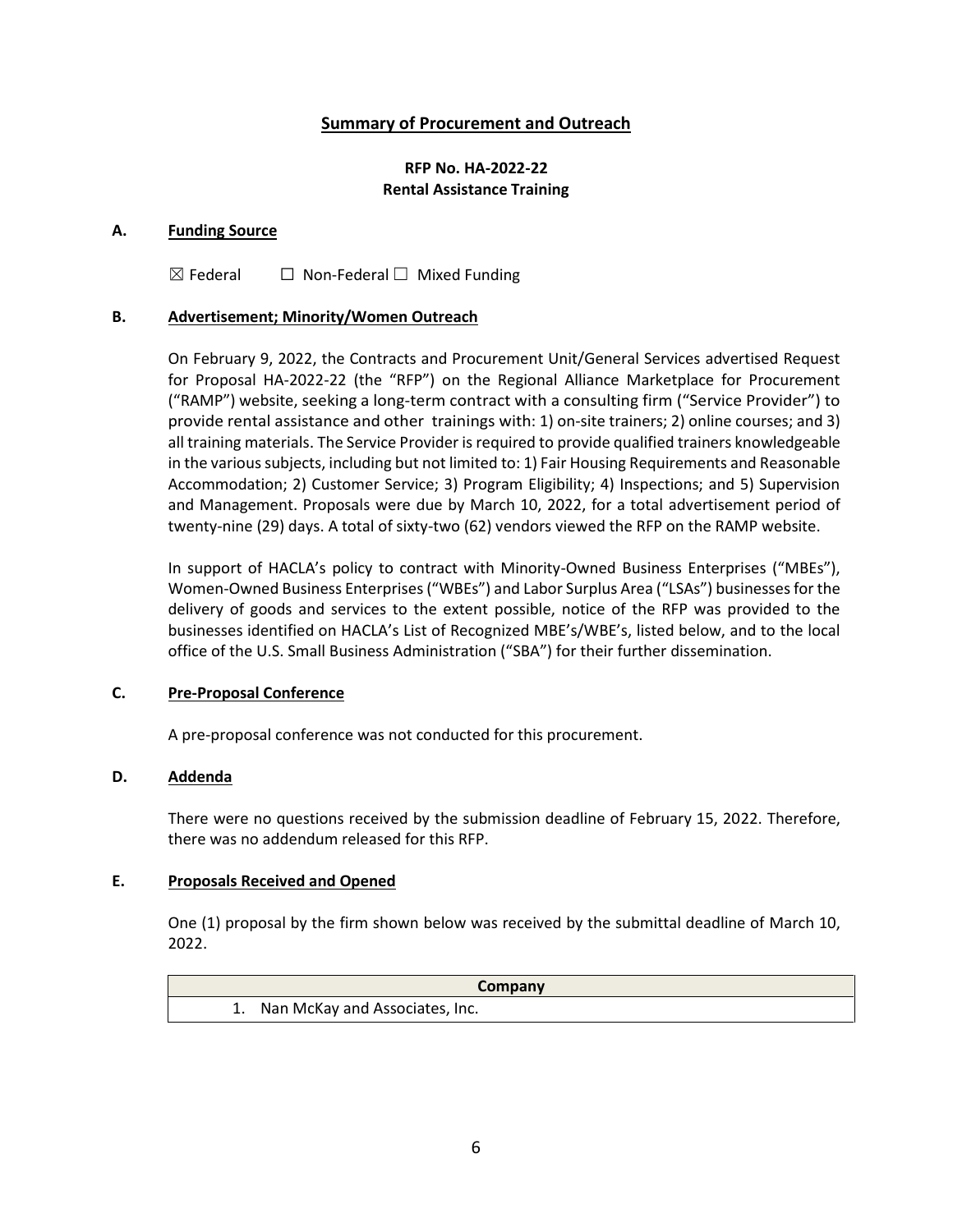## Summary of Procurement and Outreach

**RFP No. HA-2022-22**
**Rental Assistance Training**

### A. Funding Source

☒ Federal ☐ Non-Federal ☐ Mixed Funding

### B. Advertisement; Minority/Women Outreach

On February 9, 2022, the Contracts and Procurement Unit/General Services advertised Request for Proposal HA-2022-22 (the "RFP") on the Regional Alliance Marketplace for Procurement ("RAMP") website, seeking a long-term contract with a consulting firm ("Service Provider") to provide rental assistance and other trainings with: 1) on-site trainers; 2) online courses; and 3) all training materials. The Service Provider is required to provide qualified trainers knowledgeable in the various subjects, including but not limited to: 1) Fair Housing Requirements and Reasonable Accommodation; 2) Customer Service; 3) Program Eligibility; 4) Inspections; and 5) Supervision and Management. Proposals were due by March 10, 2022, for a total advertisement period of twenty-nine (29) days. A total of sixty-two (62) vendors viewed the RFP on the RAMP website.

In support of HACLA's policy to contract with Minority-Owned Business Enterprises ("MBEs"), Women-Owned Business Enterprises ("WBEs") and Labor Surplus Area ("LSAs") businesses for the delivery of goods and services to the extent possible, notice of the RFP was provided to the businesses identified on HACLA's List of Recognized MBE's/WBE's, listed below, and to the local office of the U.S. Small Business Administration ("SBA") for their further dissemination.

### C. Pre-Proposal Conference

A pre-proposal conference was not conducted for this procurement.

### D. Addenda

There were no questions received by the submission deadline of February 15, 2022. Therefore, there was no addendum released for this RFP.

### E. Proposals Received and Opened

One (1) proposal by the firm shown below was received by the submittal deadline of March 10, 2022.

| Company |
| --- |
| 1. Nan McKay and Associates, Inc. |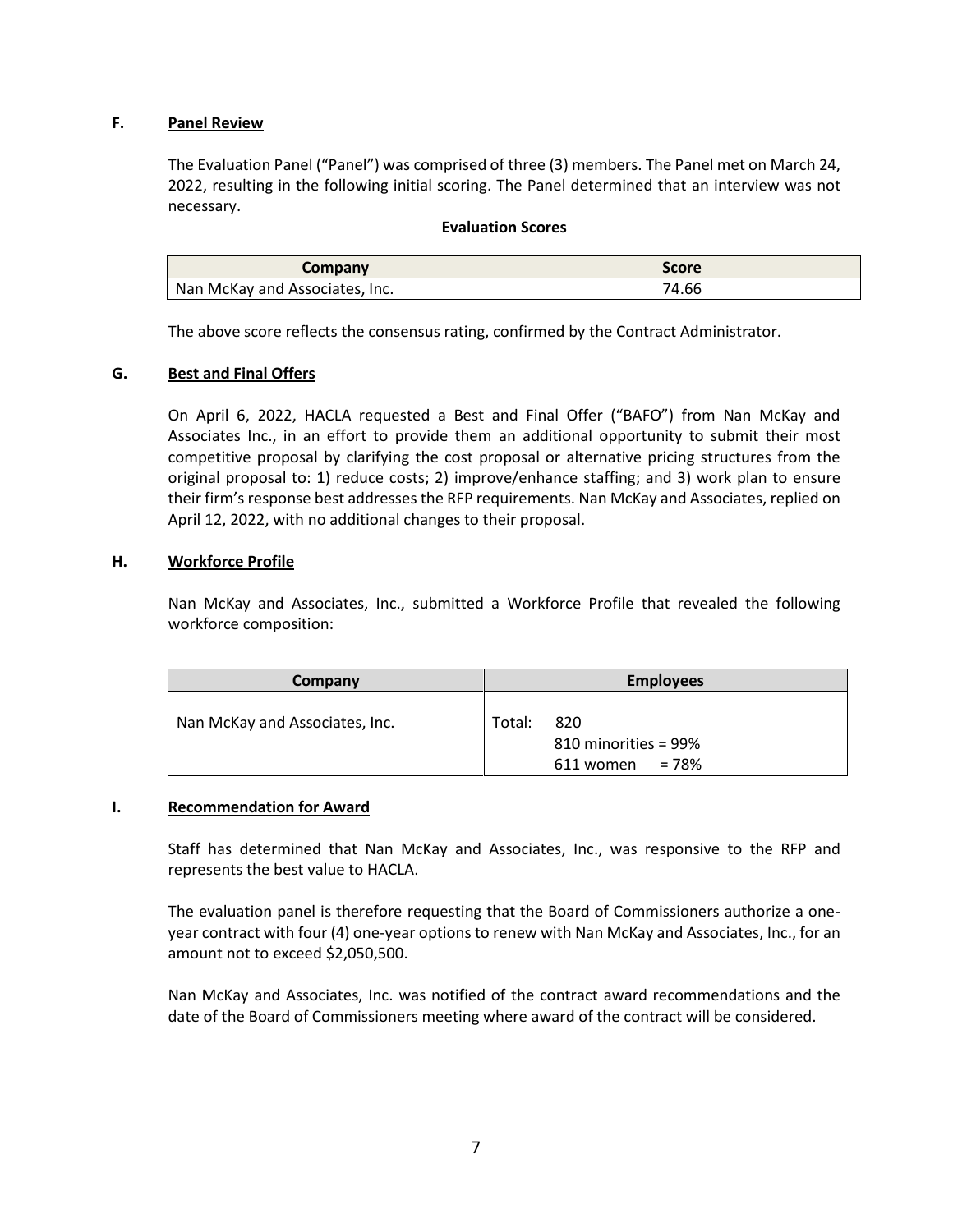## F. Panel Review

The Evaluation Panel ("Panel") was comprised of three (3) members. The Panel met on March 24, 2022, resulting in the following initial scoring. The Panel determined that an interview was not necessary.

**Evaluation Scores**

| Company | Score |
|---|---|
| Nan McKay and Associates, Inc. | 74.66 |

The above score reflects the consensus rating, confirmed by the Contract Administrator.

## G. Best and Final Offers

On April 6, 2022, HACLA requested a Best and Final Offer ("BAFO") from Nan McKay and Associates Inc., in an effort to provide them an additional opportunity to submit their most competitive proposal by clarifying the cost proposal or alternative pricing structures from the original proposal to: 1) reduce costs; 2) improve/enhance staffing; and 3) work plan to ensure their firm's response best addresses the RFP requirements. Nan McKay and Associates, replied on April 12, 2022, with no additional changes to their proposal.

## H. Workforce Profile

Nan McKay and Associates, Inc., submitted a Workforce Profile that revealed the following workforce composition:

| Company | Employees |
|---|---|
| Nan McKay and Associates, Inc. | Total: 820<br>810 minorities = 99%<br>611 women = 78% |

## I. Recommendation for Award

Staff has determined that Nan McKay and Associates, Inc., was responsive to the RFP and represents the best value to HACLA.

The evaluation panel is therefore requesting that the Board of Commissioners authorize a one-year contract with four (4) one-year options to renew with Nan McKay and Associates, Inc., for an amount not to exceed $2,050,500.

Nan McKay and Associates, Inc. was notified of the contract award recommendations and the date of the Board of Commissioners meeting where award of the contract will be considered.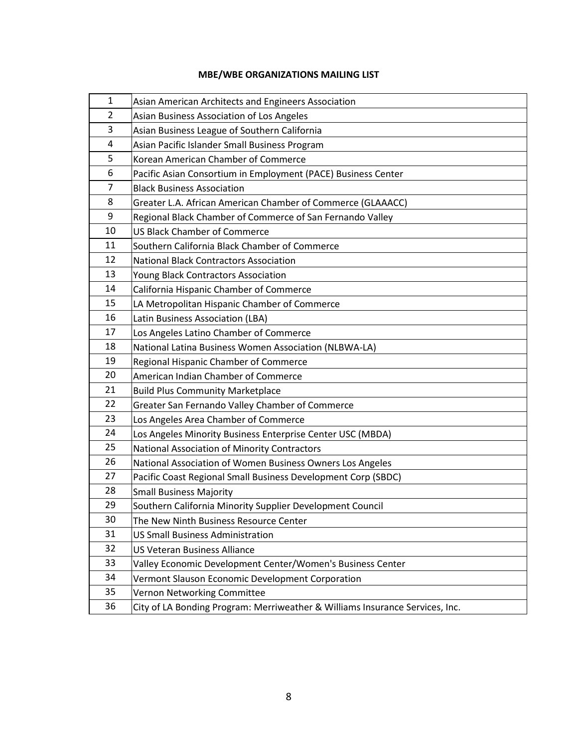**MBE/WBE ORGANIZATIONS MAILING LIST**

| | |
|---|---|
| 1 | Asian American Architects and Engineers Association |
| 2 | Asian Business Association of Los Angeles |
| 3 | Asian Business League of Southern California |
| 4 | Asian Pacific Islander Small Business Program |
| 5 | Korean American Chamber of Commerce |
| 6 | Pacific Asian Consortium in Employment (PACE) Business Center |
| 7 | Black Business Association |
| 8 | Greater L.A. African American Chamber of Commerce (GLAAACC) |
| 9 | Regional Black Chamber of Commerce of San Fernando Valley |
| 10 | US Black Chamber of Commerce |
| 11 | Southern California Black Chamber of Commerce |
| 12 | National Black Contractors Association |
| 13 | Young Black Contractors Association |
| 14 | California Hispanic Chamber of Commerce |
| 15 | LA Metropolitan Hispanic Chamber of Commerce |
| 16 | Latin Business Association (LBA) |
| 17 | Los Angeles Latino Chamber of Commerce |
| 18 | National Latina Business Women Association (NLBWA-LA) |
| 19 | Regional Hispanic Chamber of Commerce |
| 20 | American Indian Chamber of Commerce |
| 21 | Build Plus Community Marketplace |
| 22 | Greater San Fernando Valley Chamber of Commerce |
| 23 | Los Angeles Area Chamber of Commerce |
| 24 | Los Angeles Minority Business Enterprise Center USC (MBDA) |
| 25 | National Association of Minority Contractors |
| 26 | National Association of Women Business Owners Los Angeles |
| 27 | Pacific Coast Regional Small Business Development Corp (SBDC) |
| 28 | Small Business Majority |
| 29 | Southern California Minority Supplier Development Council |
| 30 | The New Ninth Business Resource Center |
| 31 | US Small Business Administration |
| 32 | US Veteran Business Alliance |
| 33 | Valley Economic Development Center/Women's Business Center |
| 34 | Vermont Slauson Economic Development Corporation |
| 35 | Vernon Networking Committee |
| 36 | City of LA Bonding Program: Merriweather & Williams Insurance Services, Inc. |